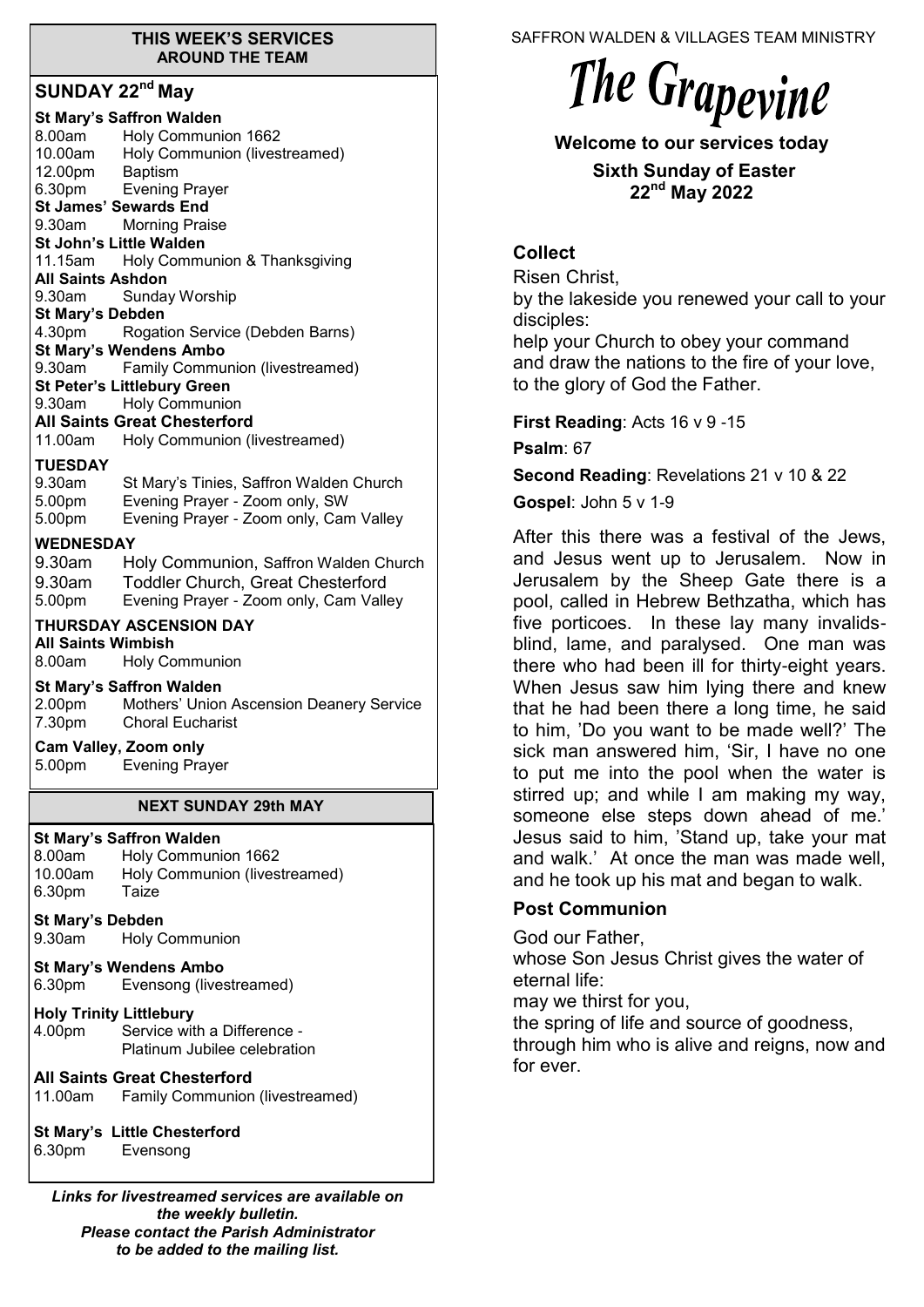## THIS WEEK'S SERVICES AROUND THE TEAM

### SUNDAY 22nd May

**St Mary's Saffron Walden**
8.00am Holy Communion 1662
10.00am Holy Communion (livestreamed)
12.00pm Baptism
6.30pm Evening Prayer

**St James' Sewards End**
9.30am Morning Praise

**St John's Little Walden**
11.15am Holy Communion & Thanksgiving

**All Saints Ashdon**
9.30am Sunday Worship

**St Mary's Debden**
4.30pm Rogation Service (Debden Barns)

**St Mary's Wendens Ambo**
9.30am Family Communion (livestreamed)

**St Peter's Littlebury Green**
9.30am Holy Communion

**All Saints Great Chesterford**
11.00am Holy Communion (livestreamed)

**TUESDAY**
9.30am St Mary's Tinies, Saffron Walden Church
5.00pm Evening Prayer - Zoom only, SW
5.00pm Evening Prayer - Zoom only, Cam Valley

**WEDNESDAY**
9.30am Holy Communion, Saffron Walden Church
9.30am Toddler Church, Great Chesterford
5.00pm Evening Prayer - Zoom only, Cam Valley

**THURSDAY ASCENSION DAY**

**All Saints Wimbish**
8.00am Holy Communion

**St Mary's Saffron Walden**
2.00pm Mothers' Union Ascension Deanery Service
7.30pm Choral Eucharist

**Cam Valley, Zoom only**
5.00pm Evening Prayer

### NEXT SUNDAY 29th MAY

**St Mary's Saffron Walden**
8.00am Holy Communion 1662
10.00am Holy Communion (livestreamed)
6.30pm Taize

**St Mary's Debden**
9.30am Holy Communion

**St Mary's Wendens Ambo**
6.30pm Evensong (livestreamed)

**Holy Trinity Littlebury**
4.00pm Service with a Difference - Platinum Jubilee celebration

**All Saints Great Chesterford**
11.00am Family Communion (livestreamed)

**St Mary's Little Chesterford**
6.30pm Evensong

***Links for livestreamed services are available on the weekly bulletin. Please contact the Parish Administrator to be added to the mailing list.***

SAFFRON WALDEN & VILLAGES TEAM MINISTRY

# The Grapevine

**Welcome to our services today**

**Sixth Sunday of Easter**
**22nd May 2022**

## Collect

Risen Christ,
by the lakeside you renewed your call to your disciples:
help your Church to obey your command
and draw the nations to the fire of your love,
to the glory of God the Father.

**First Reading**: Acts 16 v 9 -15

**Psalm**: 67

**Second Reading**: Revelations 21 v 10 & 22

**Gospel**: John 5 v 1-9

After this there was a festival of the Jews, and Jesus went up to Jerusalem. Now in Jerusalem by the Sheep Gate there is a pool, called in Hebrew Bethzatha, which has five porticoes. In these lay many invalids- blind, lame, and paralysed. One man was there who had been ill for thirty-eight years. When Jesus saw him lying there and knew that he had been there a long time, he said to him, 'Do you want to be made well?' The sick man answered him, 'Sir, I have no one to put me into the pool when the water is stirred up; and while I am making my way, someone else steps down ahead of me.' Jesus said to him, 'Stand up, take your mat and walk.' At once the man was made well, and he took up his mat and began to walk.

## Post Communion

God our Father,
whose Son Jesus Christ gives the water of eternal life:
may we thirst for you,
the spring of life and source of goodness,
through him who is alive and reigns, now and for ever.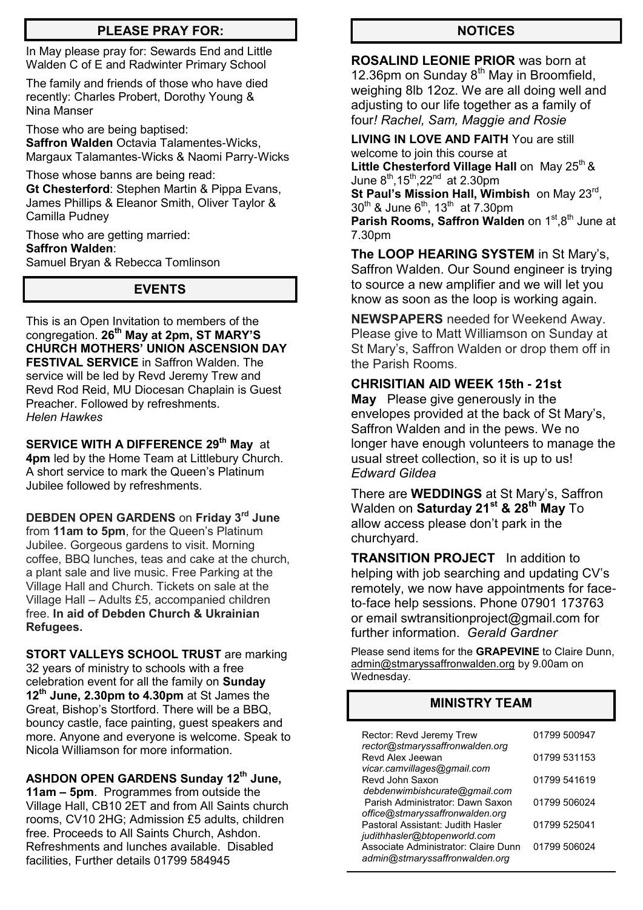## PLEASE PRAY FOR:

In May please pray for: Sewards End and Little Walden C of E and Radwinter Primary School

The family and friends of those who have died recently: Charles Probert, Dorothy Young & Nina Manser

Those who are being baptised:
**Saffron Walden** Octavia Talamentes-Wicks, Margaux Talamantes-Wicks & Naomi Parry-Wicks

Those whose banns are being read:
**Gt Chesterford**: Stephen Martin & Pippa Evans, James Phillips & Eleanor Smith, Oliver Taylor & Camilla Pudney

Those who are getting married:
**Saffron Walden**:
Samuel Bryan & Rebecca Tomlinson

## EVENTS

This is an Open Invitation to members of the congregation. **26th May at 2pm, ST MARY'S CHURCH MOTHERS' UNION ASCENSION DAY FESTIVAL SERVICE** in Saffron Walden. The service will be led by Revd Jeremy Trew and Revd Rod Reid, MU Diocesan Chaplain is Guest Preacher. Followed by refreshments.
*Helen Hawkes*

**SERVICE WITH A DIFFERENCE 29th May** at **4pm** led by the Home Team at Littlebury Church. A short service to mark the Queen's Platinum Jubilee followed by refreshments.

**DEBDEN OPEN GARDENS** on **Friday 3rd June** from **11am to 5pm**, for the Queen's Platinum Jubilee. Gorgeous gardens to visit. Morning coffee, BBQ lunches, teas and cake at the church, a plant sale and live music. Free Parking at the Village Hall and Church. Tickets on sale at the Village Hall – Adults £5, accompanied children free. **In aid of Debden Church & Ukrainian Refugees.**

**STORT VALLEYS SCHOOL TRUST** are marking 32 years of ministry to schools with a free celebration event for all the family on **Sunday 12th June, 2.30pm to 4.30pm** at St James the Great, Bishop's Stortford. There will be a BBQ, bouncy castle, face painting, guest speakers and more. Anyone and everyone is welcome. Speak to Nicola Williamson for more information.

**ASHDON OPEN GARDENS Sunday 12th June, 11am – 5pm**. Programmes from outside the Village Hall, CB10 2ET and from All Saints church rooms, CV10 2HG; Admission £5 adults, children free. Proceeds to All Saints Church, Ashdon. Refreshments and lunches available. Disabled facilities, Further details 01799 584945

## NOTICES

**ROSALIND LEONIE PRIOR** was born at 12.36pm on Sunday 8th May in Broomfield, weighing 8lb 12oz. We are all doing well and adjusting to our life together as a family of four! *Rachel, Sam, Maggie and Rosie*

**LIVING IN LOVE AND FAITH** You are still welcome to join this course at
**Little Chesterford Village Hall** on May 25th & June 8th,15th,22nd at 2.30pm
**St Paul's Mission Hall, Wimbish** on May 23rd, 30th & June 6th, 13th at 7.30pm
**Parish Rooms, Saffron Walden** on 1st,8th June at 7.30pm

**The LOOP HEARING SYSTEM** in St Mary's, Saffron Walden. Our Sound engineer is trying to source a new amplifier and we will let you know as soon as the loop is working again.

**NEWSPAPERS** needed for Weekend Away. Please give to Matt Williamson on Sunday at St Mary's, Saffron Walden or drop them off in the Parish Rooms.

**CHRISITIAN AID WEEK 15th - 21st May** Please give generously in the envelopes provided at the back of St Mary's, Saffron Walden and in the pews. We no longer have enough volunteers to manage the usual street collection, so it is up to us!
*Edward Gildea*

There are **WEDDINGS** at St Mary's, Saffron Walden on **Saturday 21st & 28th May** To allow access please don't park in the churchyard.

**TRANSITION PROJECT** In addition to helping with job searching and updating CV's remotely, we now have appointments for face-to-face help sessions. Phone 07901 173763 or email swtransitionproject@gmail.com for further information. *Gerald Gardner*

Please send items for the **GRAPEVINE** to Claire Dunn, admin@stmaryssaffronwalden.org by 9.00am on Wednesday.

## MINISTRY TEAM

| | |
|---|---|
| Rector: Revd Jeremy Trew<br>*rector@stmaryssaffronwalden.org* | 01799 500947 |
| Revd Alex Jeewan<br>*vicar.camvillages@gmail.com* | 01799 531153 |
| Revd John Saxon<br>*debdenwimbishcurate@gmail.com* | 01799 541619 |
| Parish Administrator: Dawn Saxon<br>*office@stmaryssaffronwalden.org* | 01799 506024 |
| Pastoral Assistant: Judith Hasler<br>*judithhasler@btopenworld.com* | 01799 525041 |
| Associate Administrator: Claire Dunn<br>*admin@stmaryssaffronwalden.org* | 01799 506024 |